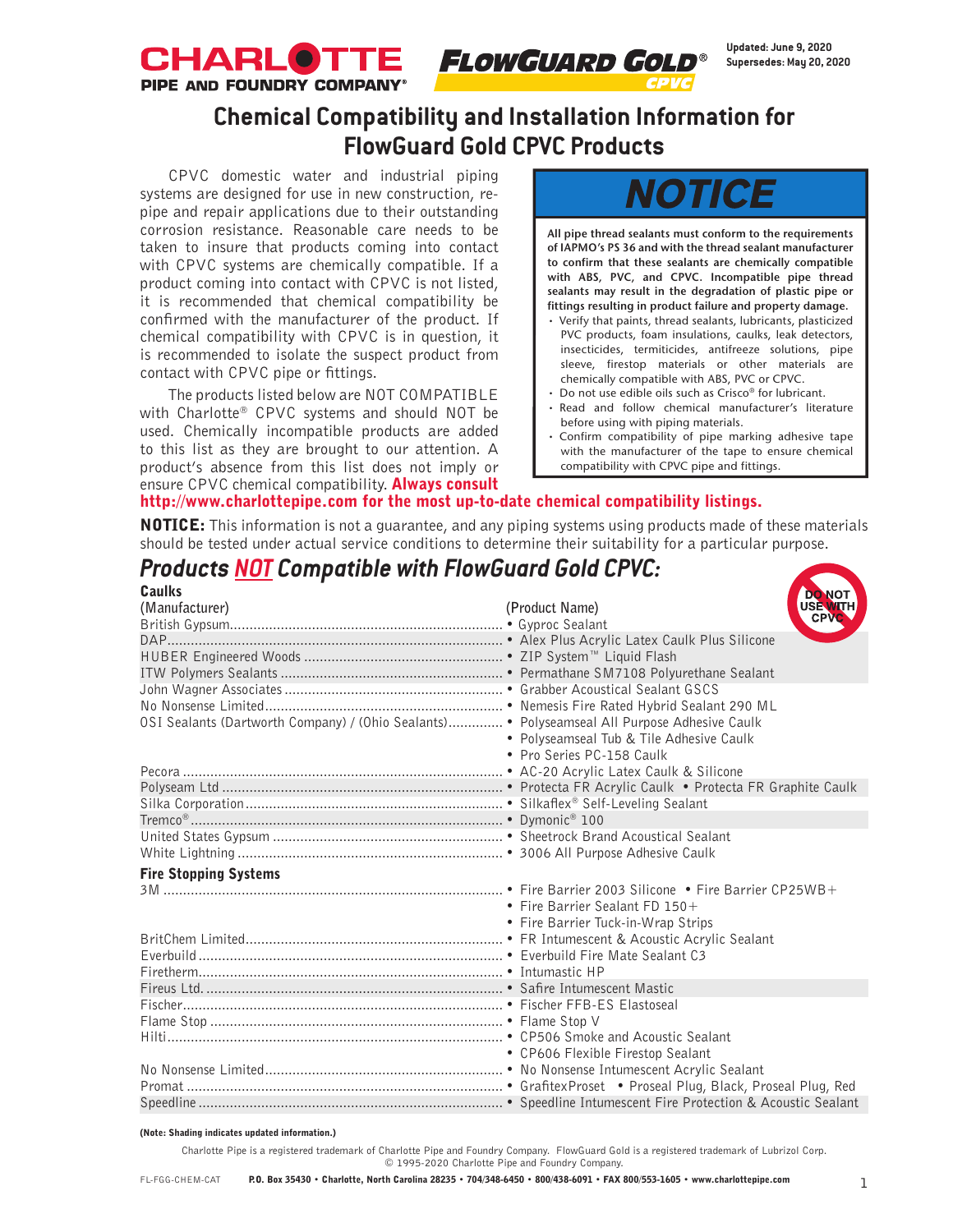CHARLOTTE PIPE AND FOUNDRY COMPANY®

FLOWGUARD GOLD® CPVC

Updated: June 9, 2020
Supersedes: May 20, 2020

# Chemical Compatibility and Installation Information for FlowGuard Gold CPVC Products

CPVC domestic water and industrial piping systems are designed for use in new construction, re-pipe and repair applications due to their outstanding corrosion resistance. Reasonable care needs to be taken to insure that products coming into contact with CPVC systems are chemically compatible. If a product coming into contact with CPVC is not listed, it is recommended that chemical compatibility be confirmed with the manufacturer of the product. If chemical compatibility with CPVC is in question, it is recommended to isolate the suspect product from contact with CPVC pipe or fittings.

The products listed below are NOT COMPATIBLE with Charlotte® CPVC systems and should NOT be used. Chemically incompatible products are added to this list as they are brought to our attention. A product's absence from this list does not imply or ensure CPVC chemical compatibility. **Always consult http://www.charlottepipe.com for the most up-to-date chemical compatibility listings.**

## NOTICE

**All pipe thread sealants must conform to the requirements of IAPMO's PS 36 and with the thread sealant manufacturer to confirm that these sealants are chemically compatible with ABS, PVC, and CPVC. Incompatible pipe thread sealants may result in the degradation of plastic pipe or fittings resulting in product failure and property damage.**

- Verify that paints, thread sealants, lubricants, plasticized PVC products, foam insulations, caulks, leak detectors, insecticides, termiticides, antifreeze solutions, pipe sleeve, firestop materials or other materials are chemically compatible with ABS, PVC or CPVC.
- Do not use edible oils such as Crisco® for lubricant.
- Read and follow chemical manufacturer's literature before using with piping materials.
- Confirm compatibility of pipe marking adhesive tape with the manufacturer of the tape to ensure chemical compatibility with CPVC pipe and fittings.

**NOTICE:** This information is not a guarantee, and any piping systems using products made of these materials should be tested under actual service conditions to determine their suitability for a particular purpose.

## *Products NOT Compatible with FlowGuard Gold CPVC:*

DO NOT USE WITH CPVC

### Caulks

| (Manufacturer) | (Product Name) |
|---|---|
| British Gypsum | • Gyproc Sealant |
| DAP | • Alex Plus Acrylic Latex Caulk Plus Silicone |
| HUBER Engineered Woods | • ZIP System™ Liquid Flash |
| ITW Polymers Sealants | • Permathane SM7108 Polyurethane Sealant |
| John Wagner Associates | • Grabber Acoustical Sealant GSCS |
| No Nonsense Limited | • Nemesis Fire Rated Hybrid Sealant 290 ML |
| OSI Sealants (Dartworth Company) / (Ohio Sealants) | • Polyseamseal All Purpose Adhesive Caulk |
| | • Polyseamseal Tub & Tile Adhesive Caulk |
| | • Pro Series PC-158 Caulk |
| Pecora | • AC-20 Acrylic Latex Caulk & Silicone |
| Polyseam Ltd | • Protecta FR Acrylic Caulk • Protecta FR Graphite Caulk |
| Silka Corporation | • Silkaflex® Self-Leveling Sealant |
| Tremco® | • Dymonic® 100 |
| United States Gypsum | • Sheetrock Brand Acoustical Sealant |
| White Lightning | • 3006 All Purpose Adhesive Caulk |

### Fire Stopping Systems

| (Manufacturer) | (Product Name) |
|---|---|
| 3M | • Fire Barrier 2003 Silicone • Fire Barrier CP25WB+ |
| | • Fire Barrier Sealant FD 150+ |
| | • Fire Barrier Tuck-in-Wrap Strips |
| BritChem Limited | • FR Intumescent & Acoustic Acrylic Sealant |
| Everbuild | • Everbuild Fire Mate Sealant C3 |
| Firetherm | • Intumastic HP |
| Fireus Ltd. | • Safire Intumescent Mastic |
| Fischer | • Fischer FFB-ES Elastoseal |
| Flame Stop | • Flame Stop V |
| Hilti | • CP506 Smoke and Acoustic Sealant |
| | • CP606 Flexible Firestop Sealant |
| No Nonsense Limited | • No Nonsense Intumescent Acrylic Sealant |
| Promat | • GrafitexProset • Proseal Plug, Black, Proseal Plug, Red |
| Speedline | • Speedline Intumescent Fire Protection & Acoustic Sealant |

**(Note: Shading indicates updated information.)**

Charlotte Pipe is a registered trademark of Charlotte Pipe and Foundry Company. FlowGuard Gold is a registered trademark of Lubrizol Corp.
© 1995-2020 Charlotte Pipe and Foundry Company.

FL-FGG-CHEM-CAT **P.O. Box 35430 • Charlotte, North Carolina 28235 • 704/348-6450 • 800/438-6091 • FAX 800/553-1605 • www.charlottepipe.com**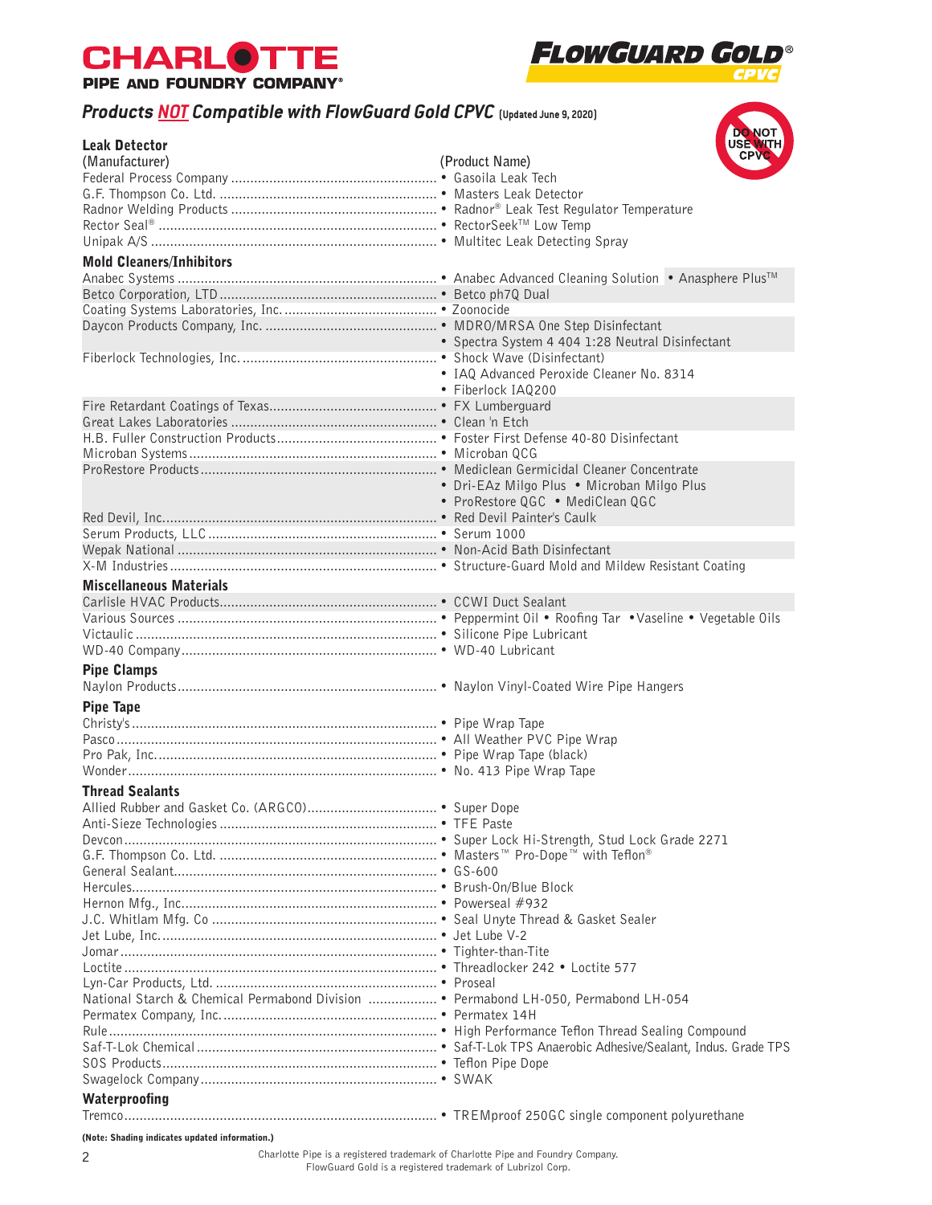**CHARLOTTE PIPE AND FOUNDRY COMPANY®** **FLOWGUARD GOLD® CPVC**

## *Products NOT Compatible with FlowGuard Gold CPVC* (Updated June 9, 2020)

DO NOT USE WITH CPVC

### Leak Detector

| (Manufacturer) | (Product Name) |
|---|---|
| Federal Process Company | • Gasoila Leak Tech |
| G.F. Thompson Co. Ltd. | • Masters Leak Detector |
| Radnor Welding Products | • Radnor® Leak Test Regulator Temperature |
| Rector Seal® | • RectorSeek™ Low Temp |
| Unipak A/S | • Multitec Leak Detecting Spray |

### Mold Cleaners/Inhibitors

| (Manufacturer) | (Product Name) |
|---|---|
| Anabec Systems | • Anabec Advanced Cleaning Solution • Anasphere Plus™ |
| Betco Corporation, LTD | • Betco ph7Q Dual |
| Coating Systems Laboratories, Inc. | • Zoonocide |
| Daycon Products Company, Inc. | • MDRO/MRSA One Step Disinfectant<br>• Spectra System 4 404 1:28 Neutral Disinfectant |
| Fiberlock Technologies, Inc. | • Shock Wave (Disinfectant)<br>• IAQ Advanced Peroxide Cleaner No. 8314<br>• Fiberlock IAQ200 |
| Fire Retardant Coatings of Texas | • FX Lumberguard |
| Great Lakes Laboratories | • Clean 'n Etch |
| H.B. Fuller Construction Products | • Foster First Defense 40-80 Disinfectant |
| Microban Systems | • Microban QCG |
| ProRestore Products | • Mediclean Germicidal Cleaner Concentrate<br>• Dri-EAz Milgo Plus • Microban Milgo Plus<br>• ProRestore QGC • MediClean QGC |
| Red Devil, Inc. | • Red Devil Painter's Caulk |
| Serum Products, LLC | • Serum 1000 |
| Wepak National | • Non-Acid Bath Disinfectant |
| X-M Industries | • Structure-Guard Mold and Mildew Resistant Coating |

### Miscellaneous Materials

| (Manufacturer) | (Product Name) |
|---|---|
| Carlisle HVAC Products | • CCWI Duct Sealant |
| Various Sources | • Peppermint Oil • Roofing Tar • Vaseline • Vegetable Oils |
| Victaulic | • Silicone Pipe Lubricant |
| WD-40 Company | • WD-40 Lubricant |

### Pipe Clamps

| (Manufacturer) | (Product Name) |
|---|---|
| Naylon Products | • Naylon Vinyl-Coated Wire Pipe Hangers |

### Pipe Tape

| (Manufacturer) | (Product Name) |
|---|---|
| Christy's | • Pipe Wrap Tape |
| Pasco | • All Weather PVC Pipe Wrap |
| Pro Pak, Inc. | • Pipe Wrap Tape (black) |
| Wonder | • No. 413 Pipe Wrap Tape |

### Thread Sealants

| (Manufacturer) | (Product Name) |
|---|---|
| Allied Rubber and Gasket Co. (ARGCO) | • Super Dope |
| Anti-Sieze Technologies | • TFE Paste |
| Devcon | • Super Lock Hi-Strength, Stud Lock Grade 2271 |
| G.F. Thompson Co. Ltd. | • Masters™ Pro-Dope™ with Teflon® |
| General Sealant | • GS-600 |
| Hercules | • Brush-On/Blue Block |
| Hernon Mfg., Inc. | • Powerseal #932 |
| J.C. Whitlam Mfg. Co | • Seal Unyte Thread & Gasket Sealer |
| Jet Lube, Inc. | • Jet Lube V-2 |
| Jomar | • Tighter-than-Tite |
| Loctite | • Threadlocker 242 • Loctite 577 |
| Lyn-Car Products, Ltd. | • Proseal |
| National Starch & Chemical Permabond Division | • Permabond LH-050, Permabond LH-054 |
| Permatex Company, Inc. | • Permatex 14H |
| Rule | • High Performance Teflon Thread Sealing Compound |
| Saf-T-Lok Chemical | • Saf-T-Lok TPS Anaerobic Adhesive/Sealant, Indus. Grade TPS |
| SOS Products | • Teflon Pipe Dope |
| Swagelock Company | • SWAK |

### Waterproofing

| (Manufacturer) | (Product Name) |
|---|---|
| Tremco | • TREMproof 250GC single component polyurethane |

**(Note: Shading indicates updated information.)**

Charlotte Pipe is a registered trademark of Charlotte Pipe and Foundry Company.
FlowGuard Gold is a registered trademark of Lubrizol Corp.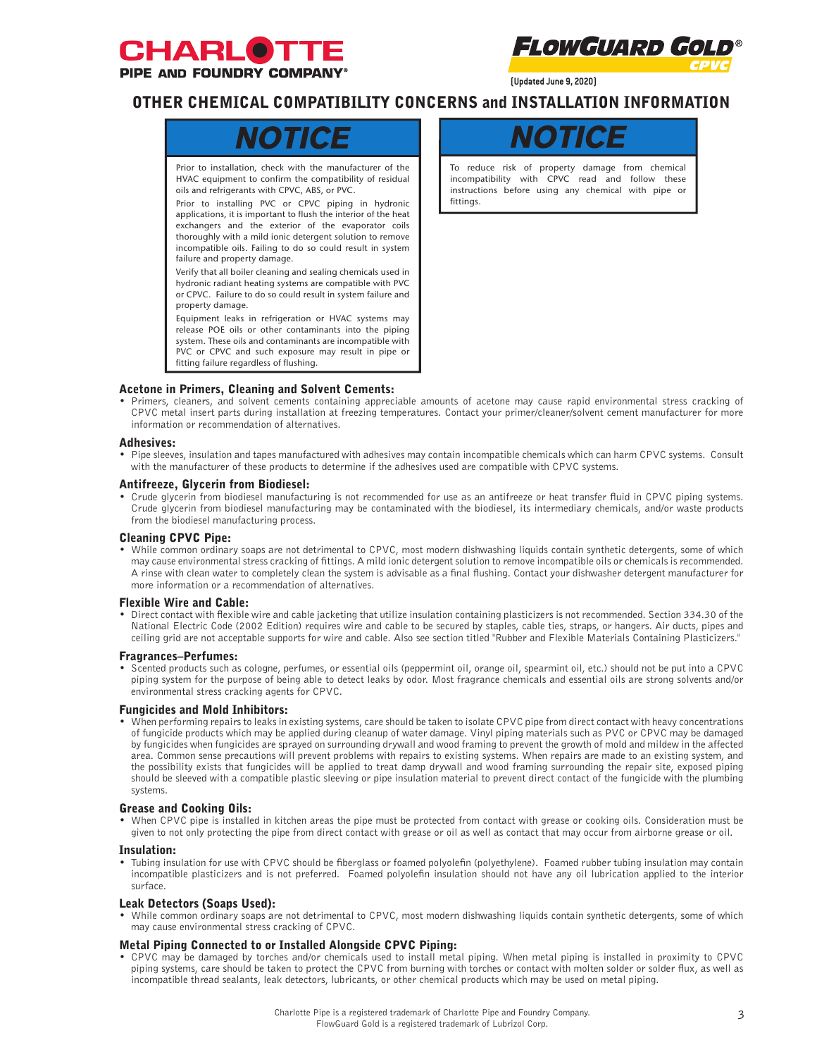CHARLOTTE PIPE AND FOUNDRY COMPANY®

FLOWGUARD GOLD® CPVC

(Updated June 9, 2020)

## OTHER CHEMICAL COMPATIBILITY CONCERNS and INSTALLATION INFORMATION

### NOTICE

Prior to installation, check with the manufacturer of the HVAC equipment to confirm the compatibility of residual oils and refrigerants with CPVC, ABS, or PVC.

Prior to installing PVC or CPVC piping in hydronic applications, it is important to flush the interior of the heat exchangers and the exterior of the evaporator coils thoroughly with a mild ionic detergent solution to remove incompatible oils. Failing to do so could result in system failure and property damage.

Verify that all boiler cleaning and sealing chemicals used in hydronic radiant heating systems are compatible with PVC or CPVC. Failure to do so could result in system failure and property damage.

Equipment leaks in refrigeration or HVAC systems may release POE oils or other contaminants into the piping system. These oils and contaminants are incompatible with PVC or CPVC and such exposure may result in pipe or fitting failure regardless of flushing.

### NOTICE

To reduce risk of property damage from chemical incompatibility with CPVC read and follow these instructions before using any chemical with pipe or fittings.

### Acetone in Primers, Cleaning and Solvent Cements:

- Primers, cleaners, and solvent cements containing appreciable amounts of acetone may cause rapid environmental stress cracking of CPVC metal insert parts during installation at freezing temperatures. Contact your primer/cleaner/solvent cement manufacturer for more information or recommendation of alternatives.

### Adhesives:

- Pipe sleeves, insulation and tapes manufactured with adhesives may contain incompatible chemicals which can harm CPVC systems. Consult with the manufacturer of these products to determine if the adhesives used are compatible with CPVC systems.

### Antifreeze, Glycerin from Biodiesel:

- Crude glycerin from biodiesel manufacturing is not recommended for use as an antifreeze or heat transfer fluid in CPVC piping systems. Crude glycerin from biodiesel manufacturing may be contaminated with the biodiesel, its intermediary chemicals, and/or waste products from the biodiesel manufacturing process.

### Cleaning CPVC Pipe:

- While common ordinary soaps are not detrimental to CPVC, most modern dishwashing liquids contain synthetic detergents, some of which may cause environmental stress cracking of fittings. A mild ionic detergent solution to remove incompatible oils or chemicals is recommended. A rinse with clean water to completely clean the system is advisable as a final flushing. Contact your dishwasher detergent manufacturer for more information or a recommendation of alternatives.

### Flexible Wire and Cable:

- Direct contact with flexible wire and cable jacketing that utilize insulation containing plasticizers is not recommended. Section 334.30 of the National Electric Code (2002 Edition) requires wire and cable to be secured by staples, cable ties, straps, or hangers. Air ducts, pipes and ceiling grid are not acceptable supports for wire and cable. Also see section titled "Rubber and Flexible Materials Containing Plasticizers."

### Fragrances–Perfumes:

- Scented products such as cologne, perfumes, or essential oils (peppermint oil, orange oil, spearmint oil, etc.) should not be put into a CPVC piping system for the purpose of being able to detect leaks by odor. Most fragrance chemicals and essential oils are strong solvents and/or environmental stress cracking agents for CPVC.

### Fungicides and Mold Inhibitors:

- When performing repairs to leaks in existing systems, care should be taken to isolate CPVC pipe from direct contact with heavy concentrations of fungicide products which may be applied during cleanup of water damage. Vinyl piping materials such as PVC or CPVC may be damaged by fungicides when fungicides are sprayed on surrounding drywall and wood framing to prevent the growth of mold and mildew in the affected area. Common sense precautions will prevent problems with repairs to existing systems. When repairs are made to an existing system, and the possibility exists that fungicides will be applied to treat damp drywall and wood framing surrounding the repair site, exposed piping should be sleeved with a compatible plastic sleeving or pipe insulation material to prevent direct contact of the fungicide with the plumbing systems.

### Grease and Cooking Oils:

- When CPVC pipe is installed in kitchen areas the pipe must be protected from contact with grease or cooking oils. Consideration must be given to not only protecting the pipe from direct contact with grease or oil as well as contact that may occur from airborne grease or oil.

### Insulation:

- Tubing insulation for use with CPVC should be fiberglass or foamed polyolefin (polyethylene). Foamed rubber tubing insulation may contain incompatible plasticizers and is not preferred. Foamed polyolefin insulation should not have any oil lubrication applied to the interior surface.

### Leak Detectors (Soaps Used):

- While common ordinary soaps are not detrimental to CPVC, most modern dishwashing liquids contain synthetic detergents, some of which may cause environmental stress cracking of CPVC.

### Metal Piping Connected to or Installed Alongside CPVC Piping:

- CPVC may be damaged by torches and/or chemicals used to install metal piping. When metal piping is installed in proximity to CPVC piping systems, care should be taken to protect the CPVC from burning with torches or contact with molten solder or solder flux, as well as incompatible thread sealants, leak detectors, lubricants, or other chemical products which may be used on metal piping.

Charlotte Pipe is a registered trademark of Charlotte Pipe and Foundry Company.
FlowGuard Gold is a registered trademark of Lubrizol Corp.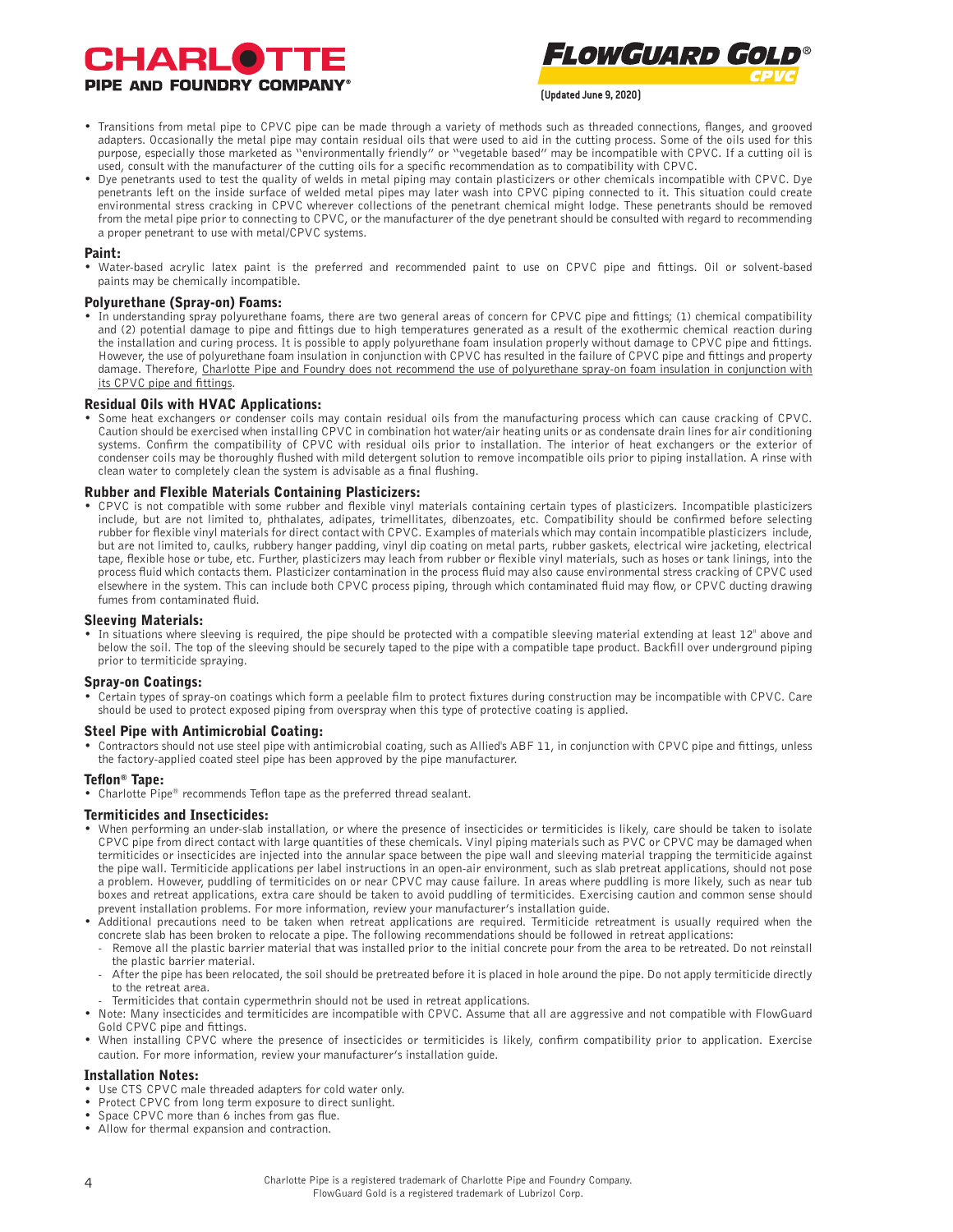- Transitions from metal pipe to CPVC pipe can be made through a variety of methods such as threaded connections, flanges, and grooved adapters. Occasionally the metal pipe may contain residual oils that were used to aid in the cutting process. Some of the oils used for this purpose, especially those marketed as "environmentally friendly" or "vegetable based" may be incompatible with CPVC. If a cutting oil is used, consult with the manufacturer of the cutting oils for a specific recommendation as to compatibility with CPVC.
- Dye penetrants used to test the quality of welds in metal piping may contain plasticizers or other chemicals incompatible with CPVC. Dye penetrants left on the inside surface of welded metal pipes may later wash into CPVC piping connected to it. This situation could create environmental stress cracking in CPVC wherever collections of the penetrant chemical might lodge. These penetrants should be removed from the metal pipe prior to connecting to CPVC, or the manufacturer of the dye penetrant should be consulted with regard to recommending a proper penetrant to use with metal/CPVC systems.

### Paint:

- Water-based acrylic latex paint is the preferred and recommended paint to use on CPVC pipe and fittings. Oil or solvent-based paints may be chemically incompatible.

### Polyurethane (Spray-on) Foams:

- In understanding spray polyurethane foams, there are two general areas of concern for CPVC pipe and fittings; (1) chemical compatibility and (2) potential damage to pipe and fittings due to high temperatures generated as a result of the exothermic chemical reaction during the installation and curing process. It is possible to apply polyurethane foam insulation properly without damage to CPVC pipe and fittings. However, the use of polyurethane foam insulation in conjunction with CPVC has resulted in the failure of CPVC pipe and fittings and property damage. Therefore, Charlotte Pipe and Foundry does not recommend the use of polyurethane spray-on foam insulation in conjunction with its CPVC pipe and fittings.

### Residual Oils with HVAC Applications:

- Some heat exchangers or condenser coils may contain residual oils from the manufacturing process which can cause cracking of CPVC. Caution should be exercised when installing CPVC in combination hot water/air heating units or as condensate drain lines for air conditioning systems. Confirm the compatibility of CPVC with residual oils prior to installation. The interior of heat exchangers or the exterior of condenser coils may be thoroughly flushed with mild detergent solution to remove incompatible oils prior to piping installation. A rinse with clean water to completely clean the system is advisable as a final flushing.

### Rubber and Flexible Materials Containing Plasticizers:

- CPVC is not compatible with some rubber and flexible vinyl materials containing certain types of plasticizers. Incompatible plasticizers include, but are not limited to, phthalates, adipates, trimellitates, dibenzoates, etc. Compatibility should be confirmed before selecting rubber for flexible vinyl materials for direct contact with CPVC. Examples of materials which may contain incompatible plasticizers include, but are not limited to, caulks, rubbery hanger padding, vinyl dip coating on metal parts, rubber gaskets, electrical wire jacketing, electrical tape, flexible hose or tube, etc. Further, plasticizers may leach from rubber or flexible vinyl materials, such as hoses or tank linings, into the process fluid which contacts them. Plasticizer contamination in the process fluid may also cause environmental stress cracking of CPVC used elsewhere in the system. This can include both CPVC process piping, through which contaminated fluid may flow, or CPVC ducting drawing fumes from contaminated fluid.

### Sleeving Materials:

- In situations where sleeving is required, the pipe should be protected with a compatible sleeving material extending at least 12" above and below the soil. The top of the sleeving should be securely taped to the pipe with a compatible tape product. Backfill over underground piping prior to termiticide spraying.

### Spray-on Coatings:

- Certain types of spray-on coatings which form a peelable film to protect fixtures during construction may be incompatible with CPVC. Care should be used to protect exposed piping from overspray when this type of protective coating is applied.

### Steel Pipe with Antimicrobial Coating:

- Contractors should not use steel pipe with antimicrobial coating, such as Allied's ABF 11, in conjunction with CPVC pipe and fittings, unless the factory-applied coated steel pipe has been approved by the pipe manufacturer.

### Teflon® Tape:

- Charlotte Pipe® recommends Teflon tape as the preferred thread sealant.

### Termiticides and Insecticides:

- When performing an under-slab installation, or where the presence of insecticides or termiticides is likely, care should be taken to isolate CPVC pipe from direct contact with large quantities of these chemicals. Vinyl piping materials such as PVC or CPVC may be damaged when termiticides or insecticides are injected into the annular space between the pipe wall and sleeving material trapping the termiticide against the pipe wall. Termiticide applications per label instructions in an open-air environment, such as slab pretreat applications, should not pose a problem. However, puddling of termiticides on or near CPVC may cause failure. In areas where puddling is more likely, such as near tub boxes and retreat applications, extra care should be taken to avoid puddling of termiticides. Exercising caution and common sense should prevent installation problems. For more information, review your manufacturer's installation guide.
- Additional precautions need to be taken when retreat applications are required. Termiticide retreatment is usually required when the concrete slab has been broken to relocate a pipe. The following recommendations should be followed in retreat applications:
  - Remove all the plastic barrier material that was installed prior to the initial concrete pour from the area to be retreated. Do not reinstall the plastic barrier material.
  - After the pipe has been relocated, the soil should be pretreated before it is placed in hole around the pipe. Do not apply termiticide directly to the retreat area.
  - Termiticides that contain cypermethrin should not be used in retreat applications.
- Note: Many insecticides and termiticides are incompatible with CPVC. Assume that all are aggressive and not compatible with FlowGuard Gold CPVC pipe and fittings.
- When installing CPVC where the presence of insecticides or termiticides is likely, confirm compatibility prior to application. Exercise caution. For more information, review your manufacturer's installation guide.

### Installation Notes:

- Use CTS CPVC male threaded adapters for cold water only.
- Protect CPVC from long term exposure to direct sunlight.
- Space CPVC more than 6 inches from gas flue.
- Allow for thermal expansion and contraction.

Charlotte Pipe is a registered trademark of Charlotte Pipe and Foundry Company.
FlowGuard Gold is a registered trademark of Lubrizol Corp.